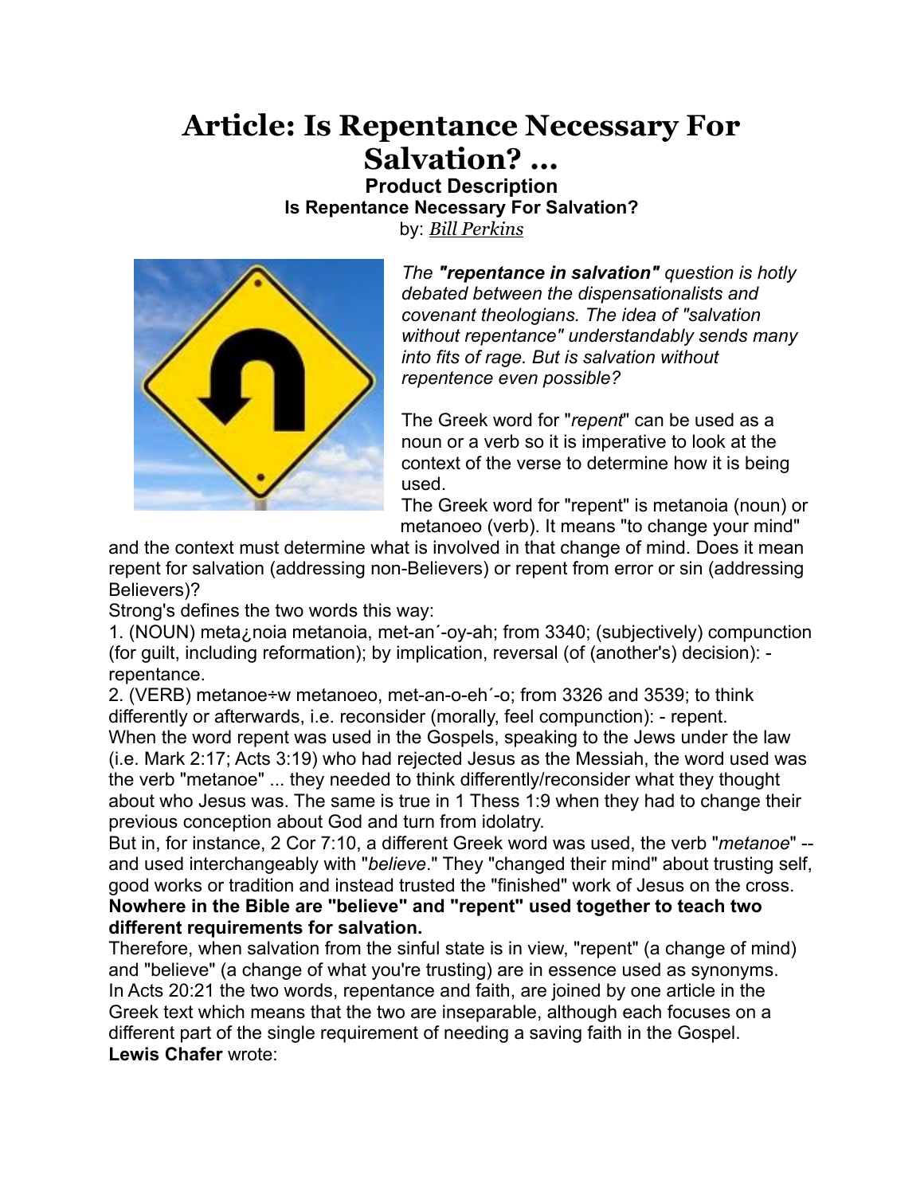# Article: Is Repentance Necessary For Salvation? ...

### Product Description

### Is Repentance Necessary For Salvation?

by: *Bill Perkins*

*The **"repentance in salvation"** question is hotly debated between the dispensationalists and covenant theologians. The idea of "salvation without repentance" understandably sends many into fits of rage. But is salvation without repentence even possible?*

The Greek word for "*repent*" can be used as a noun or a verb so it is imperative to look at the context of the verse to determine how it is being used.

The Greek word for "repent" is metanoia (noun) or metanoeo (verb). It means "to change your mind" and the context must determine what is involved in that change of mind. Does it mean repent for salvation (addressing non-Believers) or repent from error or sin (addressing Believers)?

Strong's defines the two words this way:

1. (NOUN) meta¿noia metanoia, met-an´-oy-ah; from 3340; (subjectively) compunction (for guilt, including reformation); by implication, reversal (of (another's) decision): - repentance.
2. (VERB) metanoe÷w metanoeo, met-an-o-eh´-o; from 3326 and 3539; to think differently or afterwards, i.e. reconsider (morally, feel compunction): - repent.

When the word repent was used in the Gospels, speaking to the Jews under the law (i.e. Mark 2:17; Acts 3:19) who had rejected Jesus as the Messiah, the word used was the verb "metanoe" ... they needed to think differently/reconsider what they thought about who Jesus was. The same is true in 1 Thess 1:9 when they had to change their previous conception about God and turn from idolatry.

But in, for instance, 2 Cor 7:10, a different Greek word was used, the verb "*metanoe*" -- and used interchangeably with "*believe*." They "changed their mind" about trusting self, good works or tradition and instead trusted the "finished" work of Jesus on the cross.

**Nowhere in the Bible are "believe" and "repent" used together to teach two different requirements for salvation.**

Therefore, when salvation from the sinful state is in view, "repent" (a change of mind) and "believe" (a change of what you're trusting) are in essence used as synonyms.

In Acts 20:21 the two words, repentance and faith, are joined by one article in the Greek text which means that the two are inseparable, although each focuses on a different part of the single requirement of needing a saving faith in the Gospel.

**Lewis Chafer** wrote: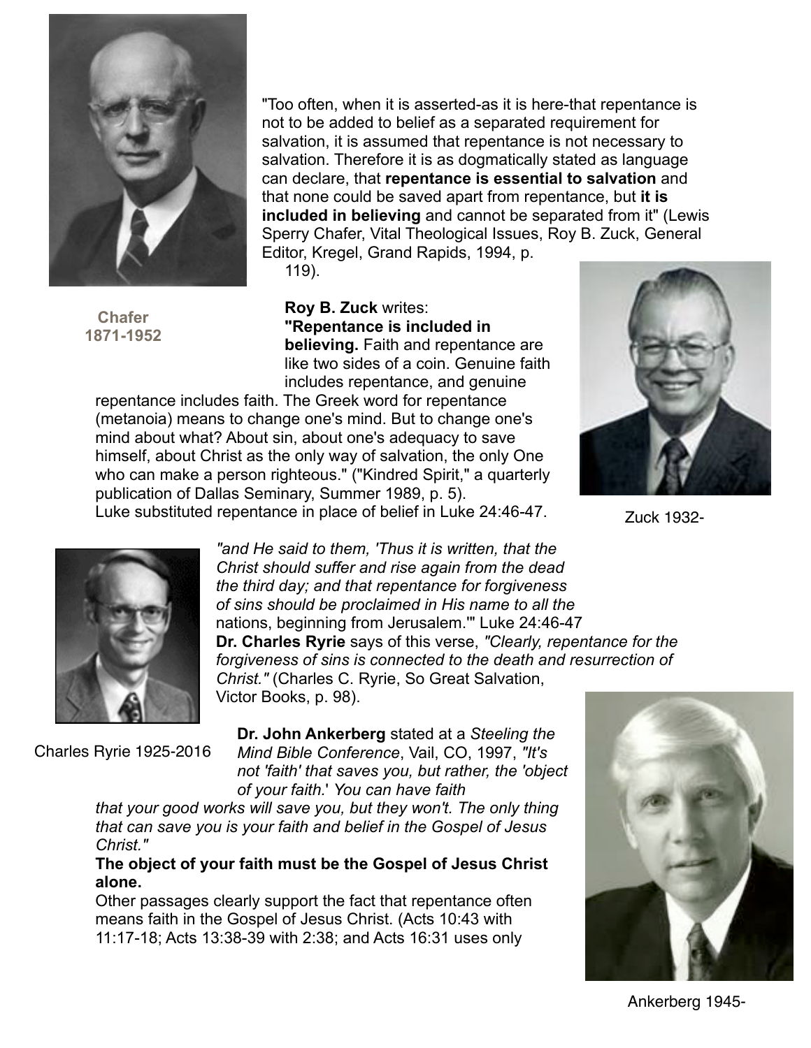"Too often, when it is asserted-as it is here-that repentance is not to be added to belief as a separated requirement for salvation, it is assumed that repentance is not necessary to salvation. Therefore it is as dogmatically stated as language can declare, that **repentance is essential to salvation** and that none could be saved apart from repentance, but **it is included in believing** and cannot be separated from it" (Lewis Sperry Chafer, Vital Theological Issues, Roy B. Zuck, General Editor, Kregel, Grand Rapids, 1994, p. 119).

**Chafer**
**1871-1952**

**Roy B. Zuck** writes:
**"Repentance is included in believing.** Faith and repentance are like two sides of a coin. Genuine faith includes repentance, and genuine repentance includes faith. The Greek word for repentance (metanoia) means to change one's mind. But to change one's mind about what? About sin, about one's adequacy to save himself, about Christ as the only way of salvation, the only One who can make a person righteous." ("Kindred Spirit," a quarterly publication of Dallas Seminary, Summer 1989, p. 5).
Luke substituted repentance in place of belief in Luke 24:46-47.

Zuck 1932-

*"and He said to them, 'Thus it is written, that the Christ should suffer and rise again from the dead the third day; and that repentance for forgiveness of sins should be proclaimed in His name to all the* nations, beginning from Jerusalem.'" Luke 24:46-47
**Dr. Charles Ryrie** says of this verse, *"Clearly, repentance for the forgiveness of sins is connected to the death and resurrection of Christ."* (Charles C. Ryrie, So Great Salvation, Victor Books, p. 98).

Charles Ryrie 1925-2016

**Dr. John Ankerberg** stated at a *Steeling the Mind Bible Conference*, Vail, CO, 1997, *"It's not 'faith' that saves you, but rather, the 'object of your faith.' You can have faith that your good works will save you, but they won't. The only thing that can save you is your faith and belief in the Gospel of Jesus Christ."*
**The object of your faith must be the Gospel of Jesus Christ alone.**
Other passages clearly support the fact that repentance often means faith in the Gospel of Jesus Christ. (Acts 10:43 with 11:17-18; Acts 13:38-39 with 2:38; and Acts 16:31 uses only

Ankerberg 1945-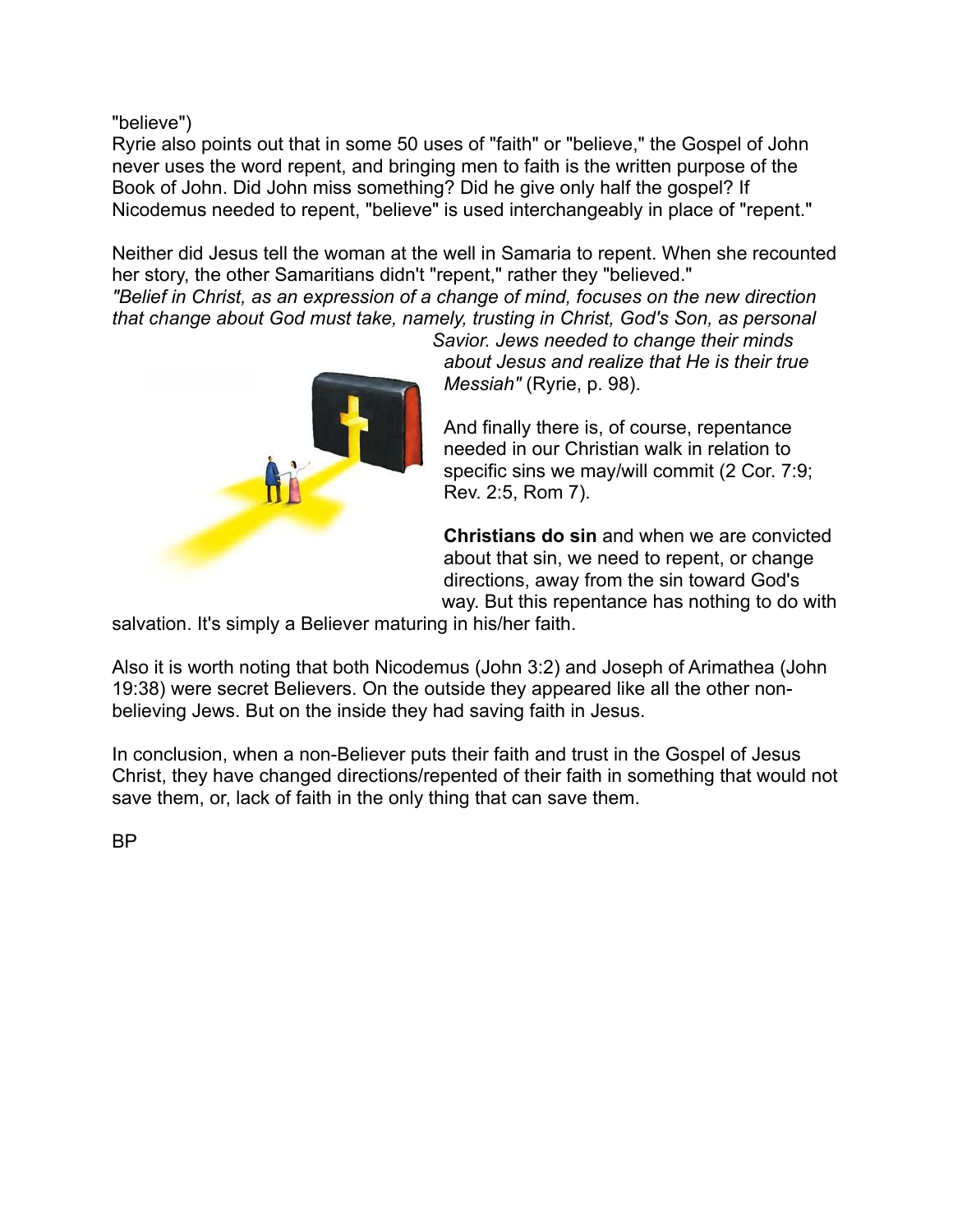"believe")

Ryrie also points out that in some 50 uses of "faith" or "believe," the Gospel of John never uses the word repent, and bringing men to faith is the written purpose of the Book of John. Did John miss something? Did he give only half the gospel? If Nicodemus needed to repent, "believe" is used interchangeably in place of "repent."

Neither did Jesus tell the woman at the well in Samaria to repent. When she recounted her story, the other Samaritians didn't "repent," rather they "believed."

*"Belief in Christ, as an expression of a change of mind, focuses on the new direction that change about God must take, namely, trusting in Christ, God's Son, as personal Savior. Jews needed to change their minds about Jesus and realize that He is their true Messiah"* (Ryrie, p. 98).

And finally there is, of course, repentance needed in our Christian walk in relation to specific sins we may/will commit (2 Cor. 7:9; Rev. 2:5, Rom 7).

**Christians do sin** and when we are convicted about that sin, we need to repent, or change directions, away from the sin toward God's way. But this repentance has nothing to do with salvation. It's simply a Believer maturing in his/her faith.

Also it is worth noting that both Nicodemus (John 3:2) and Joseph of Arimathea (John 19:38) were secret Believers. On the outside they appeared like all the other non-believing Jews. But on the inside they had saving faith in Jesus.

In conclusion, when a non-Believer puts their faith and trust in the Gospel of Jesus Christ, they have changed directions/repented of their faith in something that would not save them, or, lack of faith in the only thing that can save them.

BP